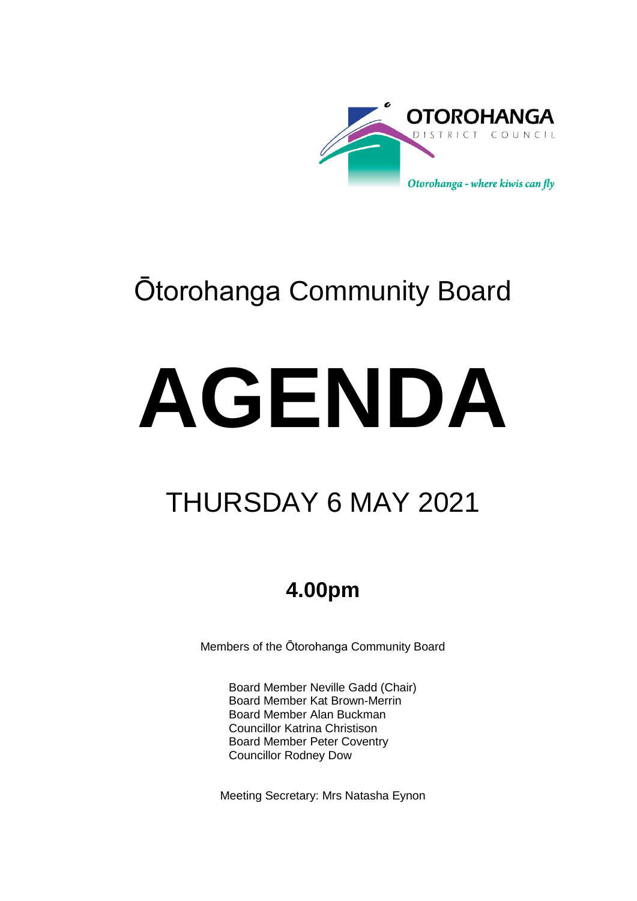OTOROHANGA
DISTRICT COUNCIL
*Otorohanga - where kiwis can fly*

# Ōtorohanga Community Board

# AGENDA

## THURSDAY 6 MAY 2021

### 4.00pm

Members of the Ōtorohanga Community Board

Board Member Neville Gadd (Chair)
Board Member Kat Brown-Merrin
Board Member Alan Buckman
Councillor Katrina Christison
Board Member Peter Coventry
Councillor Rodney Dow

Meeting Secretary: Mrs Natasha Eynon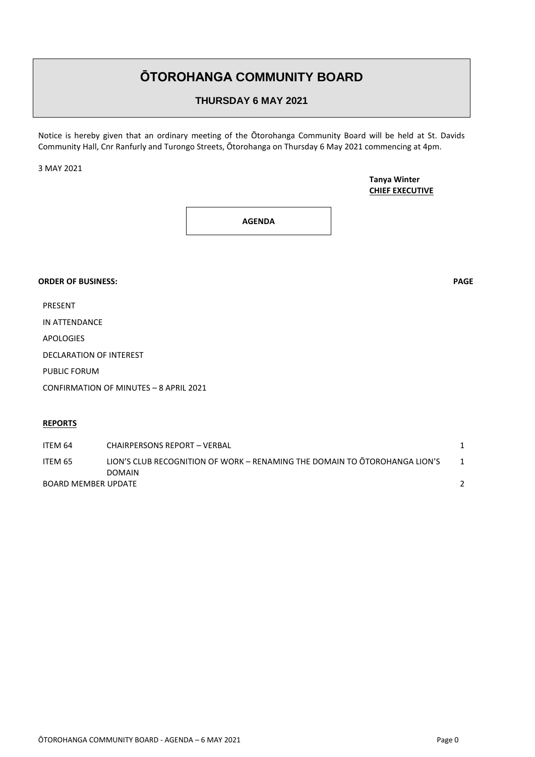# ŌTOROHANGA COMMUNITY BOARD

## THURSDAY 6 MAY 2021

Notice is hereby given that an ordinary meeting of the Ōtorohanga Community Board will be held at St. Davids Community Hall, Cnr Ranfurly and Turongo Streets, Ōtorohanga on Thursday 6 May 2021 commencing at 4pm.

3 MAY 2021

**Tanya Winter**
**CHIEF EXECUTIVE**

**AGENDA**

**ORDER OF BUSINESS:** **PAGE**

PRESENT

IN ATTENDANCE

APOLOGIES

DECLARATION OF INTEREST

PUBLIC FORUM

CONFIRMATION OF MINUTES – 8 APRIL 2021

**REPORTS**

| | | |
|---|---|---|
| ITEM 64 | CHAIRPERSONS REPORT – VERBAL | 1 |
| ITEM 65 | LION'S CLUB RECOGNITION OF WORK – RENAMING THE DOMAIN TO ŌTOROHANGA LION'S DOMAIN | 1 |
| BOARD MEMBER UPDATE | | 2 |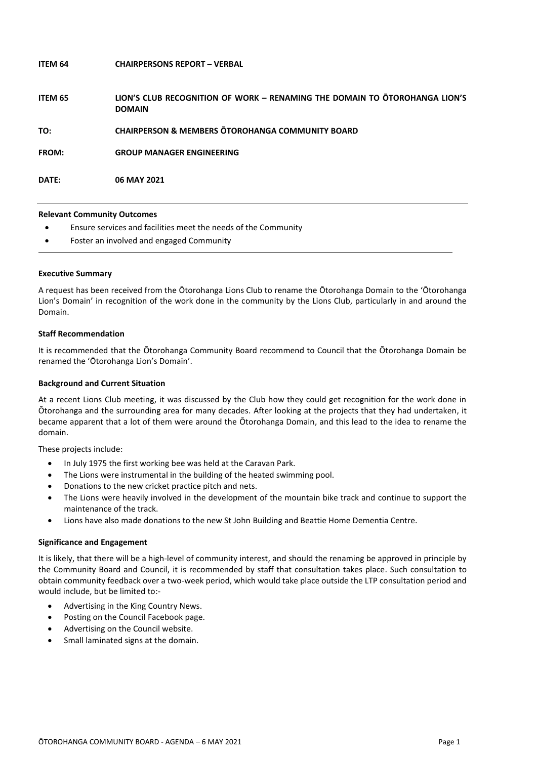**ITEM 64 CHAIRPERSONS REPORT – VERBAL**

**ITEM 65 LION'S CLUB RECOGNITION OF WORK – RENAMING THE DOMAIN TO ŌTOROHANGA LION'S DOMAIN**

**TO: CHAIRPERSON & MEMBERS ŌTOROHANGA COMMUNITY BOARD**

**FROM: GROUP MANAGER ENGINEERING**

**DATE: 06 MAY 2021**

---

**Relevant Community Outcomes**

- Ensure services and facilities meet the needs of the Community
- Foster an involved and engaged Community

---

**Executive Summary**

A request has been received from the Ōtorohanga Lions Club to rename the Ōtorohanga Domain to the 'Ōtorohanga Lion's Domain' in recognition of the work done in the community by the Lions Club, particularly in and around the Domain.

**Staff Recommendation**

It is recommended that the Ōtorohanga Community Board recommend to Council that the Ōtorohanga Domain be renamed the 'Ōtorohanga Lion's Domain'.

**Background and Current Situation**

At a recent Lions Club meeting, it was discussed by the Club how they could get recognition for the work done in Ōtorohanga and the surrounding area for many decades. After looking at the projects that they had undertaken, it became apparent that a lot of them were around the Ōtorohanga Domain, and this lead to the idea to rename the domain.

These projects include:

- In July 1975 the first working bee was held at the Caravan Park.
- The Lions were instrumental in the building of the heated swimming pool.
- Donations to the new cricket practice pitch and nets.
- The Lions were heavily involved in the development of the mountain bike track and continue to support the maintenance of the track.
- Lions have also made donations to the new St John Building and Beattie Home Dementia Centre.

**Significance and Engagement**

It is likely, that there will be a high-level of community interest, and should the renaming be approved in principle by the Community Board and Council, it is recommended by staff that consultation takes place. Such consultation to obtain community feedback over a two-week period, which would take place outside the LTP consultation period and would include, but be limited to:-

- Advertising in the King Country News.
- Posting on the Council Facebook page.
- Advertising on the Council website.
- Small laminated signs at the domain.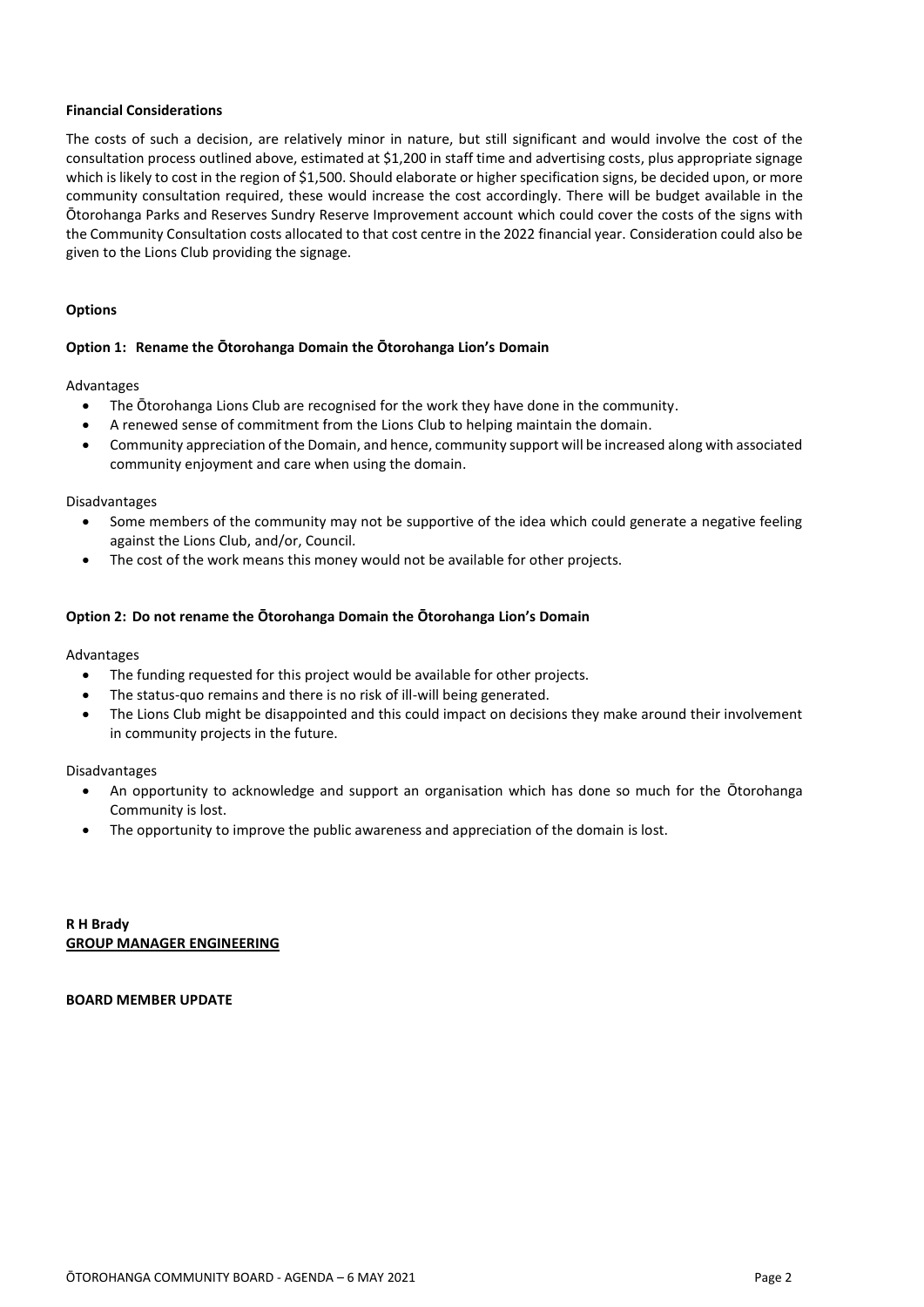**Financial Considerations**

The costs of such a decision, are relatively minor in nature, but still significant and would involve the cost of the consultation process outlined above, estimated at $1,200 in staff time and advertising costs, plus appropriate signage which is likely to cost in the region of $1,500. Should elaborate or higher specification signs, be decided upon, or more community consultation required, these would increase the cost accordingly. There will be budget available in the Ōtorohanga Parks and Reserves Sundry Reserve Improvement account which could cover the costs of the signs with the Community Consultation costs allocated to that cost centre in the 2022 financial year. Consideration could also be given to the Lions Club providing the signage.

**Options**

**Option 1: Rename the Ōtorohanga Domain the Ōtorohanga Lion's Domain**

Advantages

- The Ōtorohanga Lions Club are recognised for the work they have done in the community.
- A renewed sense of commitment from the Lions Club to helping maintain the domain.
- Community appreciation of the Domain, and hence, community support will be increased along with associated community enjoyment and care when using the domain.

Disadvantages

- Some members of the community may not be supportive of the idea which could generate a negative feeling against the Lions Club, and/or, Council.
- The cost of the work means this money would not be available for other projects.

**Option 2: Do not rename the Ōtorohanga Domain the Ōtorohanga Lion's Domain**

Advantages

- The funding requested for this project would be available for other projects.
- The status-quo remains and there is no risk of ill-will being generated.
- The Lions Club might be disappointed and this could impact on decisions they make around their involvement in community projects in the future.

Disadvantages

- An opportunity to acknowledge and support an organisation which has done so much for the Ōtorohanga Community is lost.
- The opportunity to improve the public awareness and appreciation of the domain is lost.

**R H Brady**
**GROUP MANAGER ENGINEERING**

**BOARD MEMBER UPDATE**